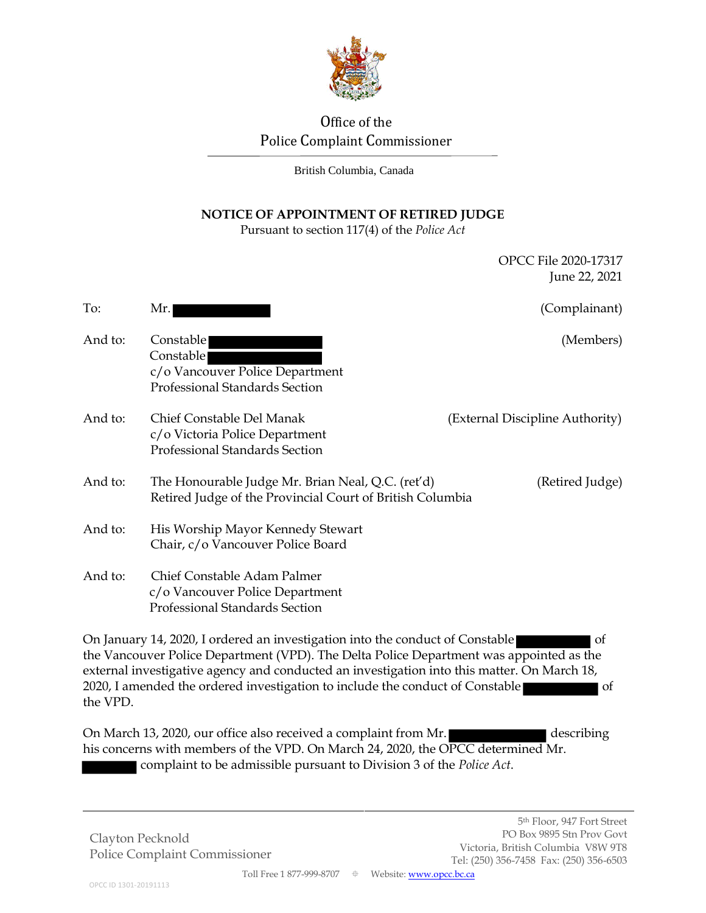Office of the
Police Complaint Commissioner

British Columbia, Canada

# NOTICE OF APPOINTMENT OF RETIRED JUDGE

Pursuant to section 117(4) of the *Police Act*

OPCC File 2020-17317
June 22, 2021

To: Mr. ████████ (Complainant)

And to: Constable ████████
Constable ████████
c/o Vancouver Police Department
Professional Standards Section (Members)

And to: Chief Constable Del Manak
c/o Victoria Police Department
Professional Standards Section (External Discipline Authority)

And to: The Honourable Judge Mr. Brian Neal, Q.C. (ret'd)
Retired Judge of the Provincial Court of British Columbia (Retired Judge)

And to: His Worship Mayor Kennedy Stewart
Chair, c/o Vancouver Police Board

And to: Chief Constable Adam Palmer
c/o Vancouver Police Department
Professional Standards Section

On January 14, 2020, I ordered an investigation into the conduct of Constable ████████ of the Vancouver Police Department (VPD). The Delta Police Department was appointed as the external investigative agency and conducted an investigation into this matter. On March 18, 2020, I amended the ordered investigation to include the conduct of Constable ████████ of the VPD.

On March 13, 2020, our office also received a complaint from Mr. ████████ describing his concerns with members of the VPD. On March 24, 2020, the OPCC determined Mr. ████████ complaint to be admissible pursuant to Division 3 of the *Police Act*.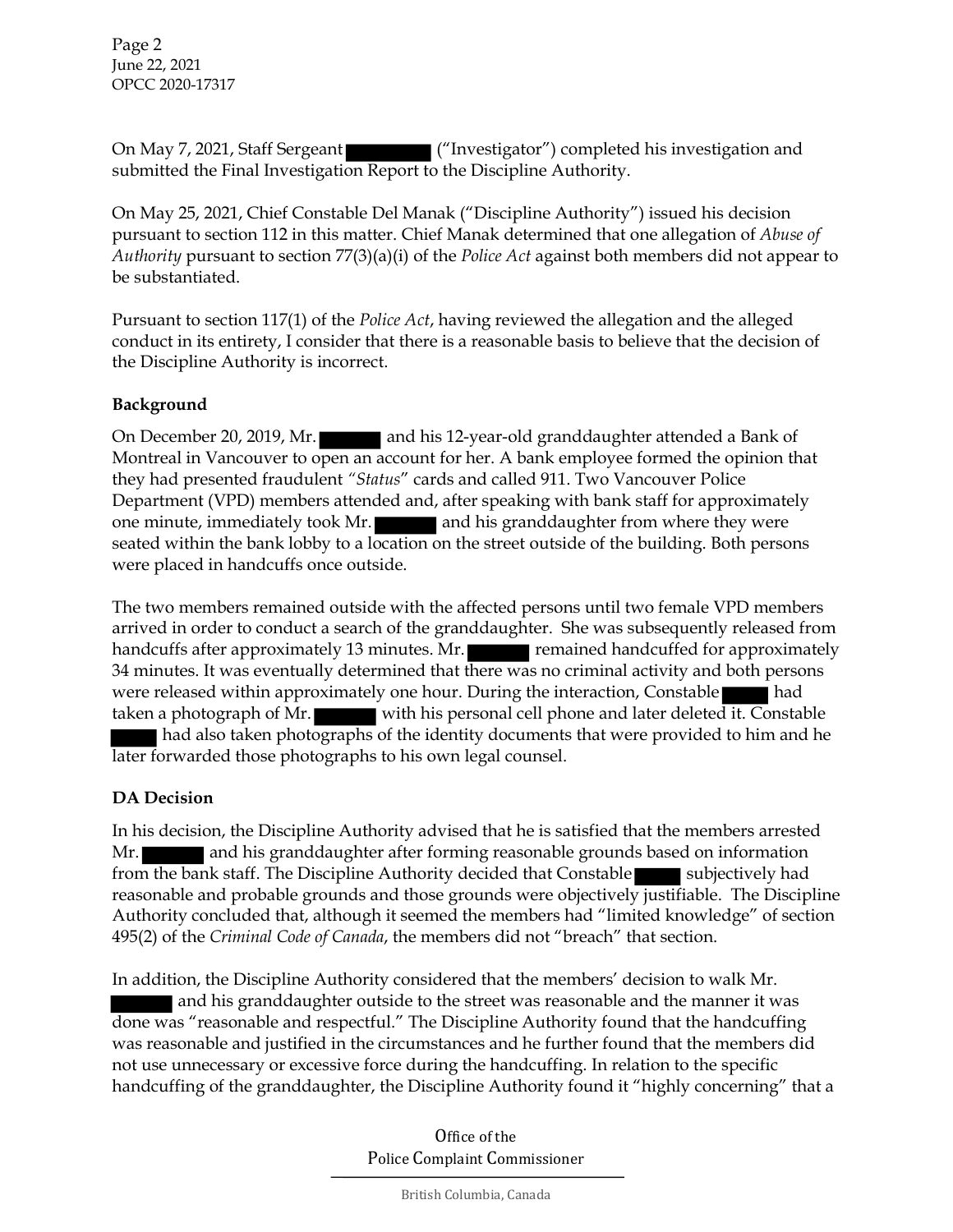On May 7, 2021, Staff Sergeant ███████ ("Investigator") completed his investigation and submitted the Final Investigation Report to the Discipline Authority.

On May 25, 2021, Chief Constable Del Manak ("Discipline Authority") issued his decision pursuant to section 112 in this matter. Chief Manak determined that one allegation of *Abuse of Authority* pursuant to section 77(3)(a)(i) of the *Police Act* against both members did not appear to be substantiated.

Pursuant to section 117(1) of the *Police Act*, having reviewed the allegation and the alleged conduct in its entirety, I consider that there is a reasonable basis to believe that the decision of the Discipline Authority is incorrect.

**Background**

On December 20, 2019, Mr. ██████ and his 12-year-old granddaughter attended a Bank of Montreal in Vancouver to open an account for her. A bank employee formed the opinion that they had presented fraudulent "*Status*" cards and called 911. Two Vancouver Police Department (VPD) members attended and, after speaking with bank staff for approximately one minute, immediately took Mr. ██████ and his granddaughter from where they were seated within the bank lobby to a location on the street outside of the building. Both persons were placed in handcuffs once outside.

The two members remained outside with the affected persons until two female VPD members arrived in order to conduct a search of the granddaughter. She was subsequently released from handcuffs after approximately 13 minutes. Mr. ██████ remained handcuffed for approximately 34 minutes. It was eventually determined that there was no criminal activity and both persons were released within approximately one hour. During the interaction, Constable █████ had taken a photograph of Mr. ██████ with his personal cell phone and later deleted it. Constable █████ had also taken photographs of the identity documents that were provided to him and he later forwarded those photographs to his own legal counsel.

**DA Decision**

In his decision, the Discipline Authority advised that he is satisfied that the members arrested Mr. ██████ and his granddaughter after forming reasonable grounds based on information from the bank staff. The Discipline Authority decided that Constable █████ subjectively had reasonable and probable grounds and those grounds were objectively justifiable. The Discipline Authority concluded that, although it seemed the members had "limited knowledge" of section 495(2) of the *Criminal Code of Canada*, the members did not "breach" that section.

In addition, the Discipline Authority considered that the members' decision to walk Mr. ██████ and his granddaughter outside to the street was reasonable and the manner it was done was "reasonable and respectful." The Discipline Authority found that the handcuffing was reasonable and justified in the circumstances and he further found that the members did not use unnecessary or excessive force during the handcuffing. In relation to the specific handcuffing of the granddaughter, the Discipline Authority found it "highly concerning" that a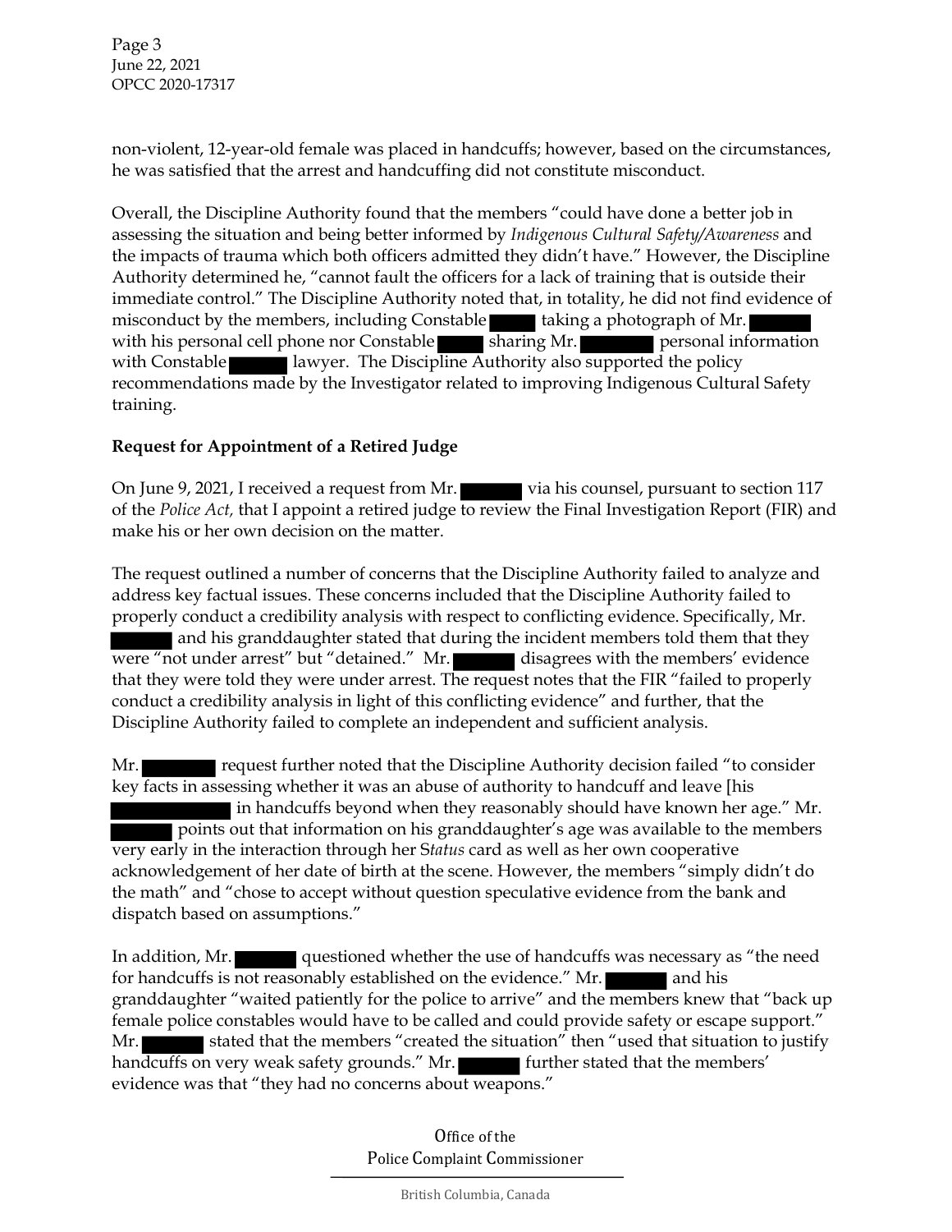non-violent, 12-year-old female was placed in handcuffs; however, based on the circumstances, he was satisfied that the arrest and handcuffing did not constitute misconduct.

Overall, the Discipline Authority found that the members "could have done a better job in assessing the situation and being better informed by *Indigenous Cultural Safety/Awareness* and the impacts of trauma which both officers admitted they didn't have." However, the Discipline Authority determined he, "cannot fault the officers for a lack of training that is outside their immediate control." The Discipline Authority noted that, in totality, he did not find evidence of misconduct by the members, including Constable ██████ taking a photograph of Mr. ██████ with his personal cell phone nor Constable ██████ sharing Mr. ██████ personal information with Constable ██████ lawyer. The Discipline Authority also supported the policy recommendations made by the Investigator related to improving Indigenous Cultural Safety training.

**Request for Appointment of a Retired Judge**

On June 9, 2021, I received a request from Mr. ██████ via his counsel, pursuant to section 117 of the *Police Act,* that I appoint a retired judge to review the Final Investigation Report (FIR) and make his or her own decision on the matter.

The request outlined a number of concerns that the Discipline Authority failed to analyze and address key factual issues. These concerns included that the Discipline Authority failed to properly conduct a credibility analysis with respect to conflicting evidence. Specifically, Mr. ██████ and his granddaughter stated that during the incident members told them that they were "not under arrest" but "detained." Mr. ██████ disagrees with the members' evidence that they were told they were under arrest. The request notes that the FIR "failed to properly conduct a credibility analysis in light of this conflicting evidence" and further, that the Discipline Authority failed to complete an independent and sufficient analysis.

Mr. ██████ request further noted that the Discipline Authority decision failed "to consider key facts in assessing whether it was an abuse of authority to handcuff and leave [his ██████ in handcuffs beyond when they reasonably should have known her age." Mr. ██████ points out that information on his granddaughter's age was available to the members very early in the interaction through her S*tatus* card as well as her own cooperative acknowledgement of her date of birth at the scene. However, the members "simply didn't do the math" and "chose to accept without question speculative evidence from the bank and dispatch based on assumptions."

In addition, Mr. ██████ questioned whether the use of handcuffs was necessary as "the need for handcuffs is not reasonably established on the evidence." Mr. ██████ and his granddaughter "waited patiently for the police to arrive" and the members knew that "back up female police constables would have to be called and could provide safety or escape support." Mr. ██████ stated that the members "created the situation" then "used that situation to justify handcuffs on very weak safety grounds." Mr. ██████ further stated that the members' evidence was that "they had no concerns about weapons."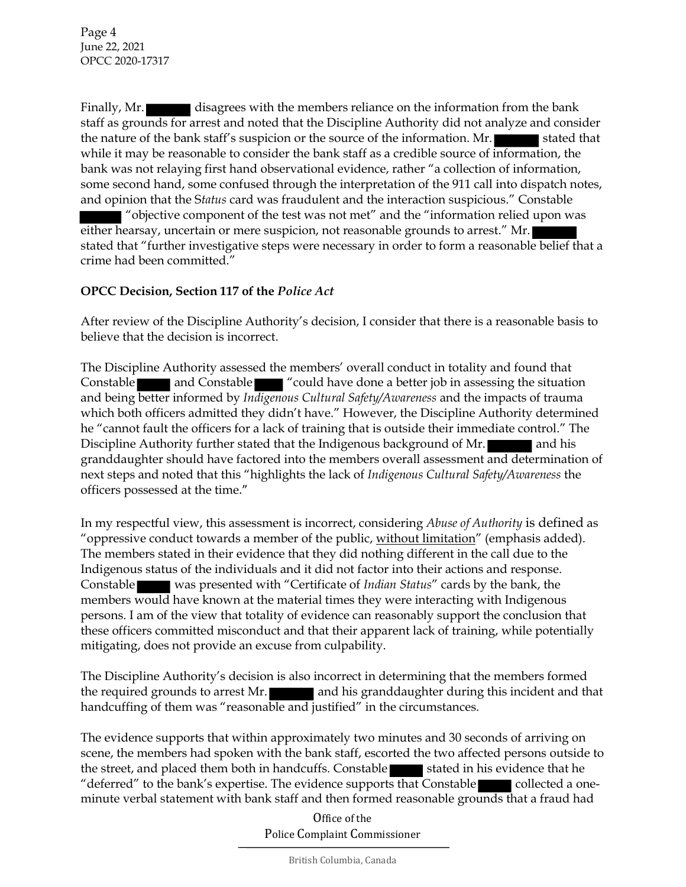Finally, Mr. ██████ disagrees with the members reliance on the information from the bank staff as grounds for arrest and noted that the Discipline Authority did not analyze and consider the nature of the bank staff's suspicion or the source of the information. Mr. ██████ stated that while it may be reasonable to consider the bank staff as a credible source of information, the bank was not relaying first hand observational evidence, rather "a collection of information, some second hand, some confused through the interpretation of the 911 call into dispatch notes, and opinion that the S*tatus* card was fraudulent and the interaction suspicious." Constable ██████ "objective component of the test was not met" and the "information relied upon was either hearsay, uncertain or mere suspicion, not reasonable grounds to arrest." Mr. ██████ stated that "further investigative steps were necessary in order to form a reasonable belief that a crime had been committed."

**OPCC Decision, Section 117 of the *Police Act***

After review of the Discipline Authority's decision, I consider that there is a reasonable basis to believe that the decision is incorrect.

The Discipline Authority assessed the members' overall conduct in totality and found that Constable ██████ and Constable ██████ "could have done a better job in assessing the situation and being better informed by *Indigenous Cultural Safety/Awareness* and the impacts of trauma which both officers admitted they didn't have." However, the Discipline Authority determined he "cannot fault the officers for a lack of training that is outside their immediate control." The Discipline Authority further stated that the Indigenous background of Mr. ██████ and his granddaughter should have factored into the members overall assessment and determination of next steps and noted that this "highlights the lack of *Indigenous Cultural Safety/Awareness* the officers possessed at the time."

In my respectful view, this assessment is incorrect, considering *Abuse of Authority* is defined as "oppressive conduct towards a member of the public, <u>without limitation</u>" (emphasis added). The members stated in their evidence that they did nothing different in the call due to the Indigenous status of the individuals and it did not factor into their actions and response. Constable ██████ was presented with "Certificate of *Indian Status*" cards by the bank, the members would have known at the material times they were interacting with Indigenous persons. I am of the view that totality of evidence can reasonably support the conclusion that these officers committed misconduct and that their apparent lack of training, while potentially mitigating, does not provide an excuse from culpability.

The Discipline Authority's decision is also incorrect in determining that the members formed the required grounds to arrest Mr. ██████ and his granddaughter during this incident and that handcuffing of them was "reasonable and justified" in the circumstances.

The evidence supports that within approximately two minutes and 30 seconds of arriving on scene, the members had spoken with the bank staff, escorted the two affected persons outside to the street, and placed them both in handcuffs. Constable ██████ stated in his evidence that he "deferred" to the bank's expertise. The evidence supports that Constable ██████ collected a one-minute verbal statement with bank staff and then formed reasonable grounds that a fraud had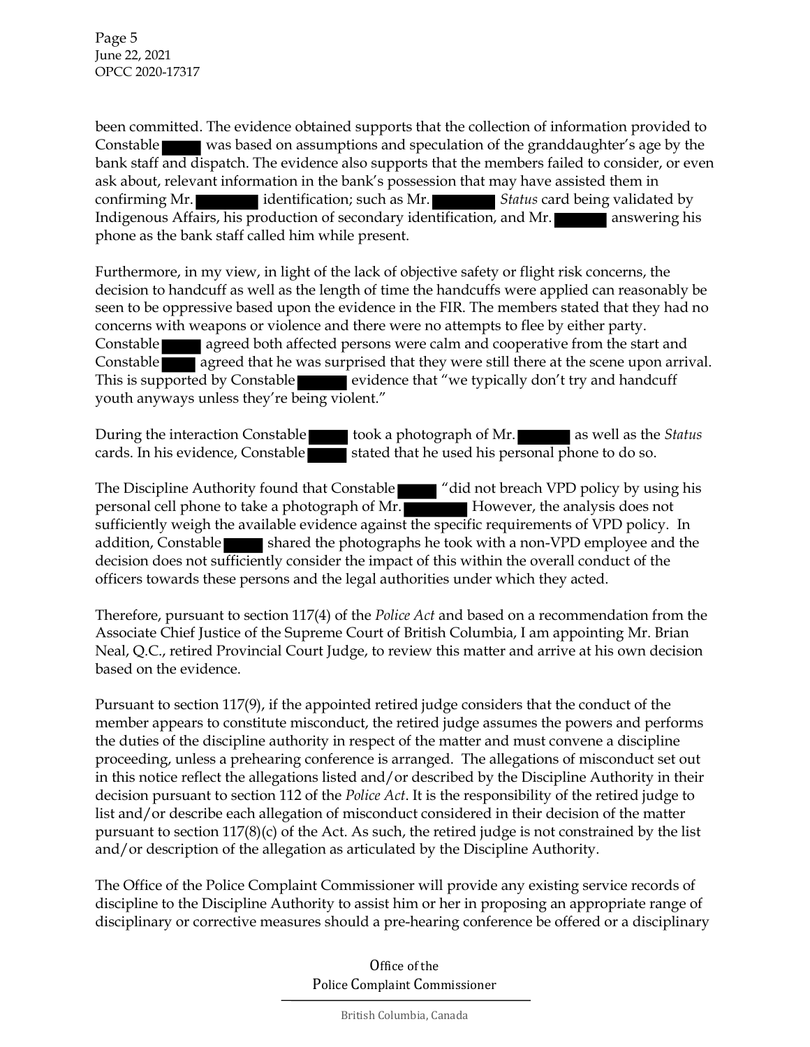been committed. The evidence obtained supports that the collection of information provided to Constable ■■■■ was based on assumptions and speculation of the granddaughter's age by the bank staff and dispatch. The evidence also supports that the members failed to consider, or even ask about, relevant information in the bank's possession that may have assisted them in confirming Mr. ■■■■■■ identification; such as Mr. ■■■■■■ *Status* card being validated by Indigenous Affairs, his production of secondary identification, and Mr. ■■■■■■ answering his phone as the bank staff called him while present.

Furthermore, in my view, in light of the lack of objective safety or flight risk concerns, the decision to handcuff as well as the length of time the handcuffs were applied can reasonably be seen to be oppressive based upon the evidence in the FIR. The members stated that they had no concerns with weapons or violence and there were no attempts to flee by either party. Constable ■■■■ agreed both affected persons were calm and cooperative from the start and Constable ■■■■ agreed that he was surprised that they were still there at the scene upon arrival. This is supported by Constable ■■■■■ evidence that "we typically don't try and handcuff youth anyways unless they're being violent."

During the interaction Constable ■■■■ took a photograph of Mr. ■■■■■■ as well as the *Status* cards. In his evidence, Constable ■■■■ stated that he used his personal phone to do so.

The Discipline Authority found that Constable ■■■■ "did not breach VPD policy by using his personal cell phone to take a photograph of Mr. ■■■■■■ However, the analysis does not sufficiently weigh the available evidence against the specific requirements of VPD policy. In addition, Constable ■■■■ shared the photographs he took with a non-VPD employee and the decision does not sufficiently consider the impact of this within the overall conduct of the officers towards these persons and the legal authorities under which they acted.

Therefore, pursuant to section 117(4) of the *Police Act* and based on a recommendation from the Associate Chief Justice of the Supreme Court of British Columbia, I am appointing Mr. Brian Neal, Q.C., retired Provincial Court Judge, to review this matter and arrive at his own decision based on the evidence.

Pursuant to section 117(9), if the appointed retired judge considers that the conduct of the member appears to constitute misconduct, the retired judge assumes the powers and performs the duties of the discipline authority in respect of the matter and must convene a discipline proceeding, unless a prehearing conference is arranged. The allegations of misconduct set out in this notice reflect the allegations listed and/or described by the Discipline Authority in their decision pursuant to section 112 of the *Police Act*. It is the responsibility of the retired judge to list and/or describe each allegation of misconduct considered in their decision of the matter pursuant to section 117(8)(c) of the Act. As such, the retired judge is not constrained by the list and/or description of the allegation as articulated by the Discipline Authority.

The Office of the Police Complaint Commissioner will provide any existing service records of discipline to the Discipline Authority to assist him or her in proposing an appropriate range of disciplinary or corrective measures should a pre-hearing conference be offered or a disciplinary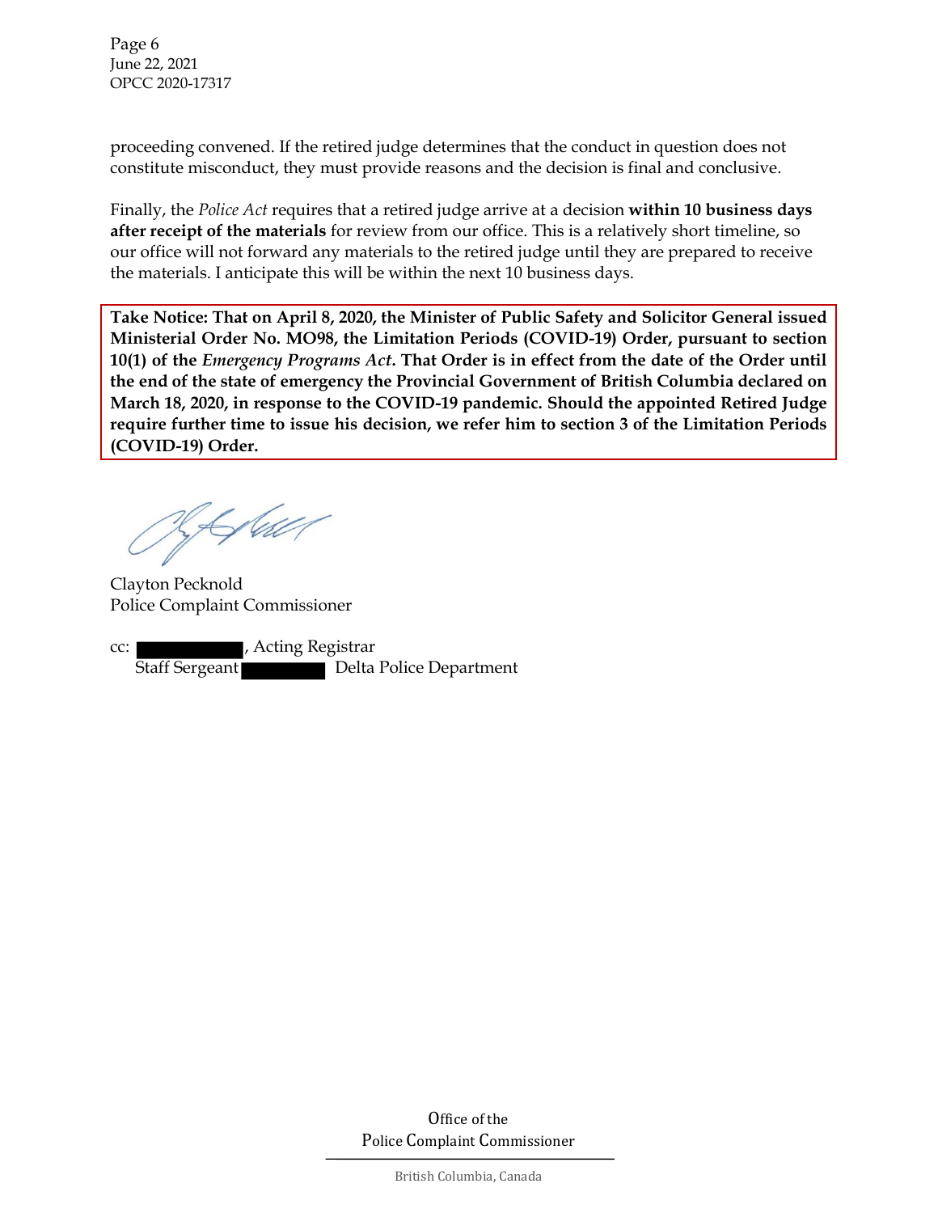proceeding convened. If the retired judge determines that the conduct in question does not constitute misconduct, they must provide reasons and the decision is final and conclusive.

Finally, the *Police Act* requires that a retired judge arrive at a decision **within 10 business days after receipt of the materials** for review from our office. This is a relatively short timeline, so our office will not forward any materials to the retired judge until they are prepared to receive the materials. I anticipate this will be within the next 10 business days.

**Take Notice: That on April 8, 2020, the Minister of Public Safety and Solicitor General issued Ministerial Order No. MO98, the Limitation Periods (COVID-19) Order, pursuant to section 10(1) of the *Emergency Programs Act*. That Order is in effect from the date of the Order until the end of the state of emergency the Provincial Government of British Columbia declared on March 18, 2020, in response to the COVID-19 pandemic. Should the appointed Retired Judge require further time to issue his decision, we refer him to section 3 of the Limitation Periods (COVID-19) Order.**

Clayton Pecknold
Police Complaint Commissioner

cc: ██████████, Acting Registrar
Staff Sergeant ████████ Delta Police Department